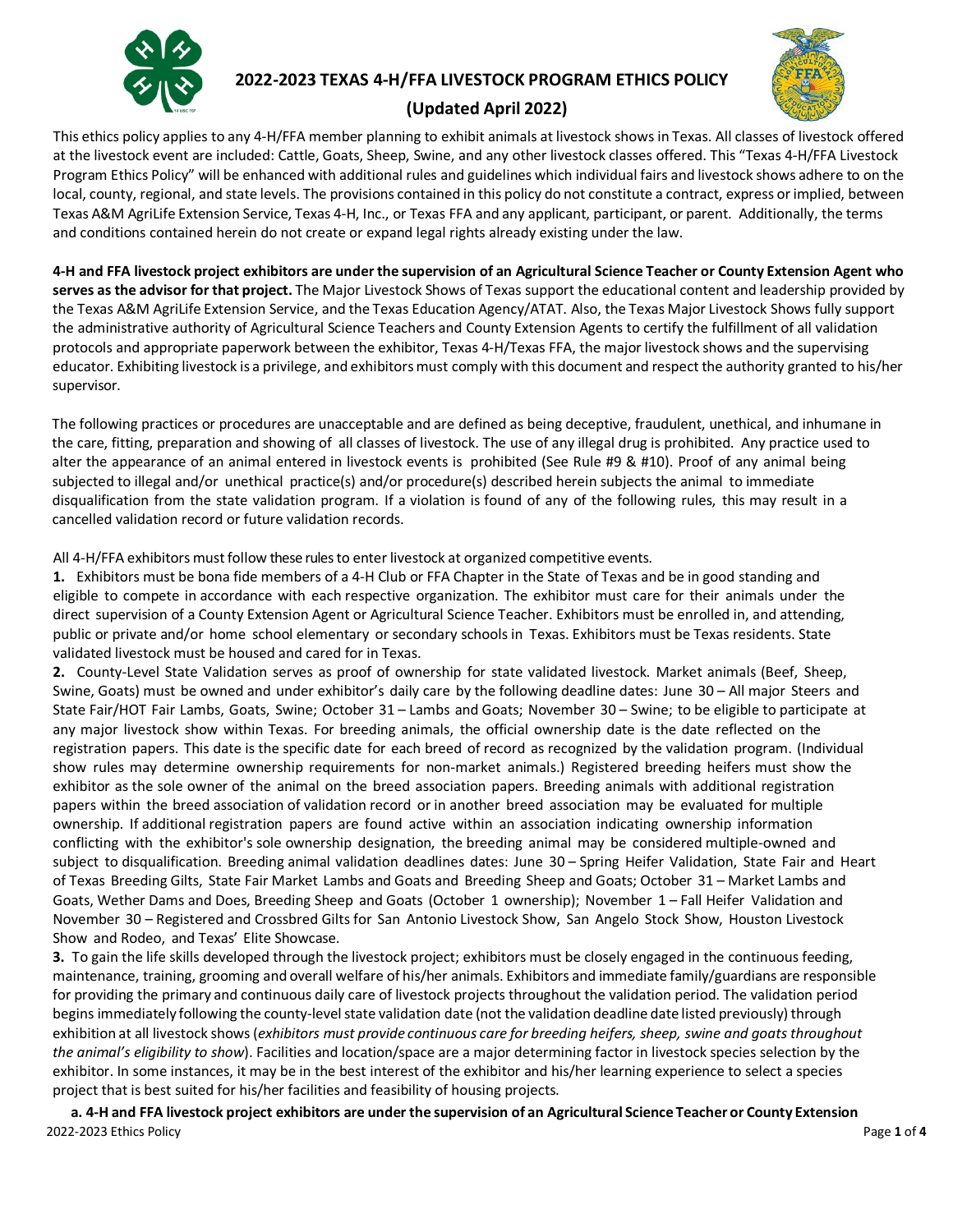# 2022-2023 TEXAS 4-H/FFA LIVESTOCK PROGRAM ETHICS POLICY

## (Updated April 2022)

This ethics policy applies to any 4-H/FFA member planning to exhibit animals at livestock shows in Texas. All classes of livestock offered at the livestock event are included: Cattle, Goats, Sheep, Swine, and any other livestock classes offered. This "Texas 4-H/FFA Livestock Program Ethics Policy" will be enhanced with additional rules and guidelines which individual fairs and livestock shows adhere to on the local, county, regional, and state levels. The provisions contained in this policy do not constitute a contract, express or implied, between Texas A&M AgriLife Extension Service, Texas 4-H, Inc., or Texas FFA and any applicant, participant, or parent. Additionally, the terms and conditions contained herein do not create or expand legal rights already existing under the law.

**4-H and FFA livestock project exhibitors are under the supervision of an Agricultural Science Teacher or County Extension Agent who serves as the advisor for that project.** The Major Livestock Shows of Texas support the educational content and leadership provided by the Texas A&M AgriLife Extension Service, and the Texas Education Agency/ATAT. Also, the Texas Major Livestock Shows fully support the administrative authority of Agricultural Science Teachers and County Extension Agents to certify the fulfillment of all validation protocols and appropriate paperwork between the exhibitor, Texas 4-H/Texas FFA, the major livestock shows and the supervising educator. Exhibiting livestock is a privilege, and exhibitors must comply with this document and respect the authority granted to his/her supervisor.

The following practices or procedures are unacceptable and are defined as being deceptive, fraudulent, unethical, and inhumane in the care, fitting, preparation and showing of all classes of livestock. The use of any illegal drug is prohibited. Any practice used to alter the appearance of an animal entered in livestock events is prohibited (See Rule #9 & #10). Proof of any animal being subjected to illegal and/or unethical practice(s) and/or procedure(s) described herein subjects the animal to immediate disqualification from the state validation program. If a violation is found of any of the following rules, this may result in a cancelled validation record or future validation records.

All 4-H/FFA exhibitors must follow these rules to enter livestock at organized competitive events.

**1.** Exhibitors must be bona fide members of a 4-H Club or FFA Chapter in the State of Texas and be in good standing and eligible to compete in accordance with each respective organization. The exhibitor must care for their animals under the direct supervision of a County Extension Agent or Agricultural Science Teacher. Exhibitors must be enrolled in, and attending, public or private and/or home school elementary or secondary schools in Texas. Exhibitors must be Texas residents. State validated livestock must be housed and cared for in Texas.

**2.** County-Level State Validation serves as proof of ownership for state validated livestock. Market animals (Beef, Sheep, Swine, Goats) must be owned and under exhibitor's daily care by the following deadline dates: June 30 – All major Steers and State Fair/HOT Fair Lambs, Goats, Swine; October 31 – Lambs and Goats; November 30 – Swine; to be eligible to participate at any major livestock show within Texas. For breeding animals, the official ownership date is the date reflected on the registration papers. This date is the specific date for each breed of record as recognized by the validation program. (Individual show rules may determine ownership requirements for non-market animals.) Registered breeding heifers must show the exhibitor as the sole owner of the animal on the breed association papers. Breeding animals with additional registration papers within the breed association of validation record or in another breed association may be evaluated for multiple ownership. If additional registration papers are found active within an association indicating ownership information conflicting with the exhibitor's sole ownership designation, the breeding animal may be considered multiple-owned and subject to disqualification. Breeding animal validation deadlines dates: June 30 – Spring Heifer Validation, State Fair and Heart of Texas Breeding Gilts, State Fair Market Lambs and Goats and Breeding Sheep and Goats; October 31 – Market Lambs and Goats, Wether Dams and Does, Breeding Sheep and Goats (October 1 ownership); November 1 – Fall Heifer Validation and November 30 – Registered and Crossbred Gilts for San Antonio Livestock Show, San Angelo Stock Show, Houston Livestock Show and Rodeo, and Texas' Elite Showcase.

**3.** To gain the life skills developed through the livestock project; exhibitors must be closely engaged in the continuous feeding, maintenance, training, grooming and overall welfare of his/her animals. Exhibitors and immediate family/guardians are responsible for providing the primary and continuous daily care of livestock projects throughout the validation period. The validation period begins immediately following the county-level state validation date (not the validation deadline date listed previously) through exhibition at all livestock shows (*exhibitors must provide continuous care for breeding heifers, sheep, swine and goats throughout the animal's eligibility to show*). Facilities and location/space are a major determining factor in livestock species selection by the exhibitor. In some instances, it may be in the best interest of the exhibitor and his/her learning experience to select a species project that is best suited for his/her facilities and feasibility of housing projects.

**a. 4-H and FFA livestock project exhibitors are under the supervision of an Agricultural Science Teacher or County Extension**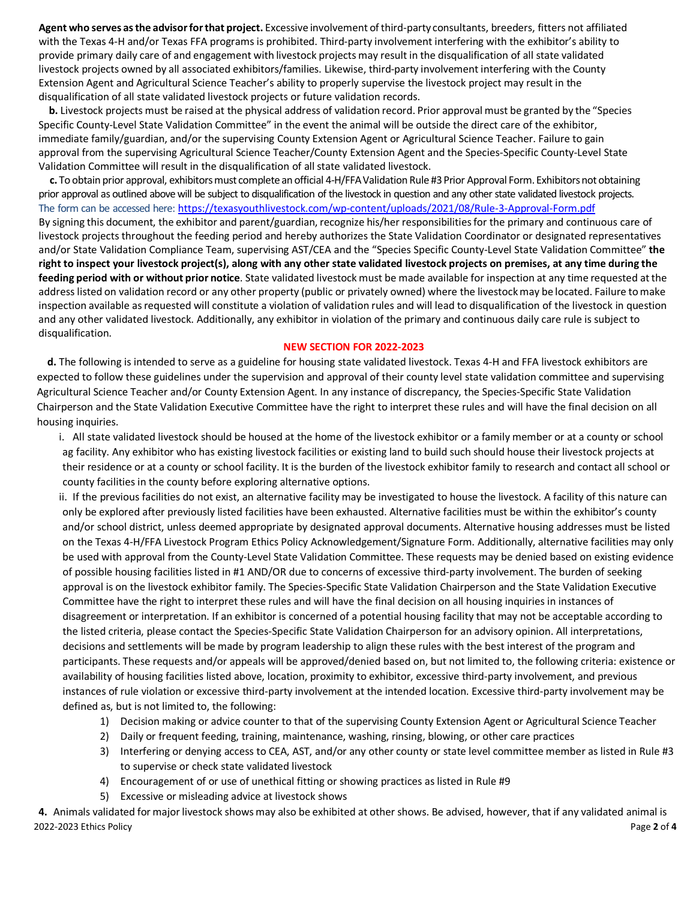**Agent who serves as the advisor for that project.** Excessive involvement of third-party consultants, breeders, fitters not affiliated with the Texas 4-H and/or Texas FFA programs is prohibited. Third-party involvement interfering with the exhibitor's ability to provide primary daily care of and engagement with livestock projects may result in the disqualification of all state validated livestock projects owned by all associated exhibitors/families. Likewise, third-party involvement interfering with the County Extension Agent and Agricultural Science Teacher's ability to properly supervise the livestock project may result in the disqualification of all state validated livestock projects or future validation records.

**b.** Livestock projects must be raised at the physical address of validation record. Prior approval must be granted by the "Species Specific County-Level State Validation Committee" in the event the animal will be outside the direct care of the exhibitor, immediate family/guardian, and/or the supervising County Extension Agent or Agricultural Science Teacher. Failure to gain approval from the supervising Agricultural Science Teacher/County Extension Agent and the Species-Specific County-Level State Validation Committee will result in the disqualification of all state validated livestock.

**c.** To obtain prior approval, exhibitors must complete an official 4-H/FFA Validation Rule #3 Prior Approval Form. Exhibitors not obtaining prior approval as outlined above will be subject to disqualification of the livestock in question and any other state validated livestock projects. The form can be accessed here: https://texasyouthlivestock.com/wp-content/uploads/2021/08/Rule-3-Approval-Form.pdf

By signing this document, the exhibitor and parent/guardian, recognize his/her responsibilities for the primary and continuous care of livestock projects throughout the feeding period and hereby authorizes the State Validation Coordinator or designated representatives and/or State Validation Compliance Team, supervising AST/CEA and the "Species Specific County-Level State Validation Committee" **the right to inspect your livestock project(s), along with any other state validated livestock projects on premises, at any time during the feeding period with or without prior notice**. State validated livestock must be made available for inspection at any time requested at the address listed on validation record or any other property (public or privately owned) where the livestock may be located. Failure to make inspection available as requested will constitute a violation of validation rules and will lead to disqualification of the livestock in question and any other validated livestock. Additionally, any exhibitor in violation of the primary and continuous daily care rule is subject to disqualification.

**NEW SECTION FOR 2022-2023**

**d.** The following is intended to serve as a guideline for housing state validated livestock. Texas 4-H and FFA livestock exhibitors are expected to follow these guidelines under the supervision and approval of their county level state validation committee and supervising Agricultural Science Teacher and/or County Extension Agent. In any instance of discrepancy, the Species-Specific State Validation Chairperson and the State Validation Executive Committee have the right to interpret these rules and will have the final decision on all housing inquiries.

i. All state validated livestock should be housed at the home of the livestock exhibitor or a family member or at a county or school ag facility. Any exhibitor who has existing livestock facilities or existing land to build such should house their livestock projects at their residence or at a county or school facility. It is the burden of the livestock exhibitor family to research and contact all school or county facilities in the county before exploring alternative options.

ii. If the previous facilities do not exist, an alternative facility may be investigated to house the livestock. A facility of this nature can only be explored after previously listed facilities have been exhausted. Alternative facilities must be within the exhibitor's county and/or school district, unless deemed appropriate by designated approval documents. Alternative housing addresses must be listed on the Texas 4-H/FFA Livestock Program Ethics Policy Acknowledgement/Signature Form. Additionally, alternative facilities may only be used with approval from the County-Level State Validation Committee. These requests may be denied based on existing evidence of possible housing facilities listed in #1 AND/OR due to concerns of excessive third-party involvement. The burden of seeking approval is on the livestock exhibitor family. The Species-Specific State Validation Chairperson and the State Validation Executive Committee have the right to interpret these rules and will have the final decision on all housing inquiries in instances of disagreement or interpretation. If an exhibitor is concerned of a potential housing facility that may not be acceptable according to the listed criteria, please contact the Species-Specific State Validation Chairperson for an advisory opinion. All interpretations, decisions and settlements will be made by program leadership to align these rules with the best interest of the program and participants. These requests and/or appeals will be approved/denied based on, but not limited to, the following criteria: existence or availability of housing facilities listed above, location, proximity to exhibitor, excessive third-party involvement, and previous instances of rule violation or excessive third-party involvement at the intended location. Excessive third-party involvement may be defined as, but is not limited to, the following:

1) Decision making or advice counter to that of the supervising County Extension Agent or Agricultural Science Teacher
2) Daily or frequent feeding, training, maintenance, washing, rinsing, blowing, or other care practices
3) Interfering or denying access to CEA, AST, and/or any other county or state level committee member as listed in Rule #3 to supervise or check state validated livestock
4) Encouragement of or use of unethical fitting or showing practices as listed in Rule #9
5) Excessive or misleading advice at livestock shows

**4.** Animals validated for major livestock shows may also be exhibited at other shows. Be advised, however, that if any validated animal is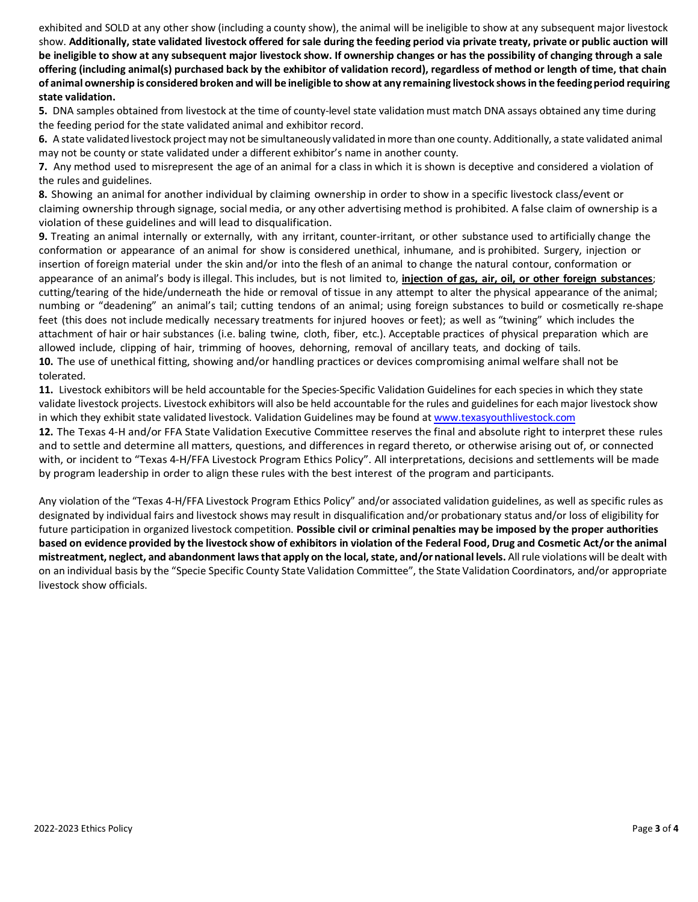exhibited and SOLD at any other show (including a county show), the animal will be ineligible to show at any subsequent major livestock show. **Additionally, state validated livestock offered for sale during the feeding period via private treaty, private or public auction will be ineligible to show at any subsequent major livestock show. If ownership changes or has the possibility of changing through a sale offering (including animal(s) purchased back by the exhibitor of validation record), regardless of method or length of time, that chain of animal ownership is considered broken and will be ineligible to show at any remaining livestock shows in the feeding period requiring state validation.**

**5.** DNA samples obtained from livestock at the time of county-level state validation must match DNA assays obtained any time during the feeding period for the state validated animal and exhibitor record.

**6.** A state validated livestock project may not be simultaneously validated in more than one county. Additionally, a state validated animal may not be county or state validated under a different exhibitor's name in another county.

**7.** Any method used to misrepresent the age of an animal for a class in which it is shown is deceptive and considered a violation of the rules and guidelines.

**8.** Showing an animal for another individual by claiming ownership in order to show in a specific livestock class/event or claiming ownership through signage, social media, or any other advertising method is prohibited. A false claim of ownership is a violation of these guidelines and will lead to disqualification.

**9.** Treating an animal internally or externally, with any irritant, counter-irritant, or other substance used to artificially change the conformation or appearance of an animal for show is considered unethical, inhumane, and is prohibited. Surgery, injection or insertion of foreign material under the skin and/or into the flesh of an animal to change the natural contour, conformation or appearance of an animal's body is illegal. This includes, but is not limited to, <u>**injection of gas, air, oil, or other foreign substances**</u>; cutting/tearing of the hide/underneath the hide or removal of tissue in any attempt to alter the physical appearance of the animal; numbing or "deadening" an animal's tail; cutting tendons of an animal; using foreign substances to build or cosmetically re-shape feet (this does not include medically necessary treatments for injured hooves or feet); as well as "twining" which includes the attachment of hair or hair substances (i.e. baling twine, cloth, fiber, etc.). Acceptable practices of physical preparation which are allowed include, clipping of hair, trimming of hooves, dehorning, removal of ancillary teats, and docking of tails.

**10.** The use of unethical fitting, showing and/or handling practices or devices compromising animal welfare shall not be tolerated.

**11.** Livestock exhibitors will be held accountable for the Species-Specific Validation Guidelines for each species in which they state validate livestock projects. Livestock exhibitors will also be held accountable for the rules and guidelines for each major livestock show in which they exhibit state validated livestock. Validation Guidelines may be found at www.texasyouthlivestock.com

**12.** The Texas 4-H and/or FFA State Validation Executive Committee reserves the final and absolute right to interpret these rules and to settle and determine all matters, questions, and differences in regard thereto, or otherwise arising out of, or connected with, or incident to "Texas 4-H/FFA Livestock Program Ethics Policy". All interpretations, decisions and settlements will be made by program leadership in order to align these rules with the best interest of the program and participants.

Any violation of the "Texas 4-H/FFA Livestock Program Ethics Policy" and/or associated validation guidelines, as well as specific rules as designated by individual fairs and livestock shows may result in disqualification and/or probationary status and/or loss of eligibility for future participation in organized livestock competition. **Possible civil or criminal penalties may be imposed by the proper authorities based on evidence provided by the livestock show of exhibitors in violation of the Federal Food, Drug and Cosmetic Act/or the animal mistreatment, neglect, and abandonment laws that apply on the local, state, and/or national levels.** All rule violations will be dealt with on an individual basis by the "Specie Specific County State Validation Committee", the State Validation Coordinators, and/or appropriate livestock show officials.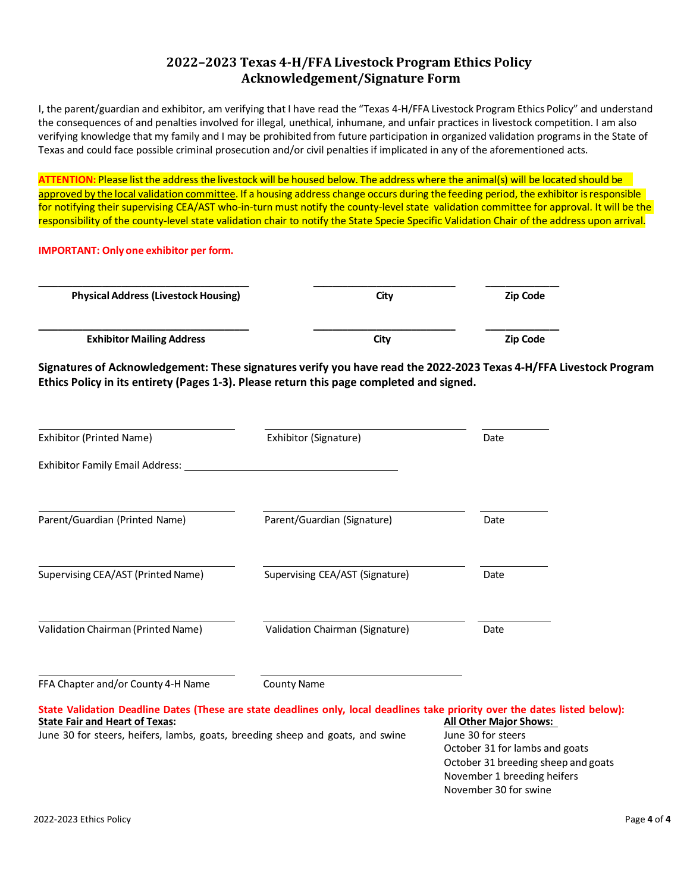# 2022–2023 Texas 4-H/FFA Livestock Program Ethics Policy Acknowledgement/Signature Form

I, the parent/guardian and exhibitor, am verifying that I have read the "Texas 4-H/FFA Livestock Program Ethics Policy" and understand the consequences of and penalties involved for illegal, unethical, inhumane, and unfair practices in livestock competition. I am also verifying knowledge that my family and I may be prohibited from future participation in organized validation programs in the State of Texas and could face possible criminal prosecution and/or civil penalties if implicated in any of the aforementioned acts.

**ATTENTION:** Please list the address the livestock will be housed below. The address where the animal(s) will be located should be approved by the local validation committee. If a housing address change occurs during the feeding period, the exhibitor is responsible for notifying their supervising CEA/AST who-in-turn must notify the county-level state validation committee for approval. It will be the responsibility of the county-level state validation chair to notify the State Specie Specific Validation Chair of the address upon arrival.

**IMPORTANT: Only one exhibitor per form.**

| | | |
|---|---|---|
| ______________________________ | ____________________ | ___________ |
| **Physical Address (Livestock Housing)** | **City** | **Zip Code** |
| ______________________________ | ____________________ | ___________ |
| **Exhibitor Mailing Address** | **City** | **Zip Code** |

**Signatures of Acknowledgement: These signatures verify you have read the 2022-2023 Texas 4-H/FFA Livestock Program Ethics Policy in its entirety (Pages 1-3). Please return this page completed and signed.**

| | | |
|---|---|---|
| ______________________________ | ______________________________ | __________ |
| Exhibitor (Printed Name) | Exhibitor (Signature) | Date |

Exhibitor Family Email Address: ______________________________

| | | |
|---|---|---|
| ______________________________ | ______________________________ | __________ |
| Parent/Guardian (Printed Name) | Parent/Guardian (Signature) | Date |
| ______________________________ | ______________________________ | __________ |
| Supervising CEA/AST (Printed Name) | Supervising CEA/AST (Signature) | Date |
| ______________________________ | ______________________________ | __________ |
| Validation Chairman (Printed Name) | Validation Chairman (Signature) | Date |
| ______________________________ | ______________________________ | |
| FFA Chapter and/or County 4-H Name | County Name | |

**State Validation Deadline Dates (These are state deadlines only, local deadlines take priority over the dates listed below):**

**State Fair and Heart of Texas:**
June 30 for steers, heifers, lambs, goats, breeding sheep and goats, and swine

**All Other Major Shows:**
June 30 for steers
October 31 for lambs and goats
October 31 breeding sheep and goats
November 1 breeding heifers
November 30 for swine